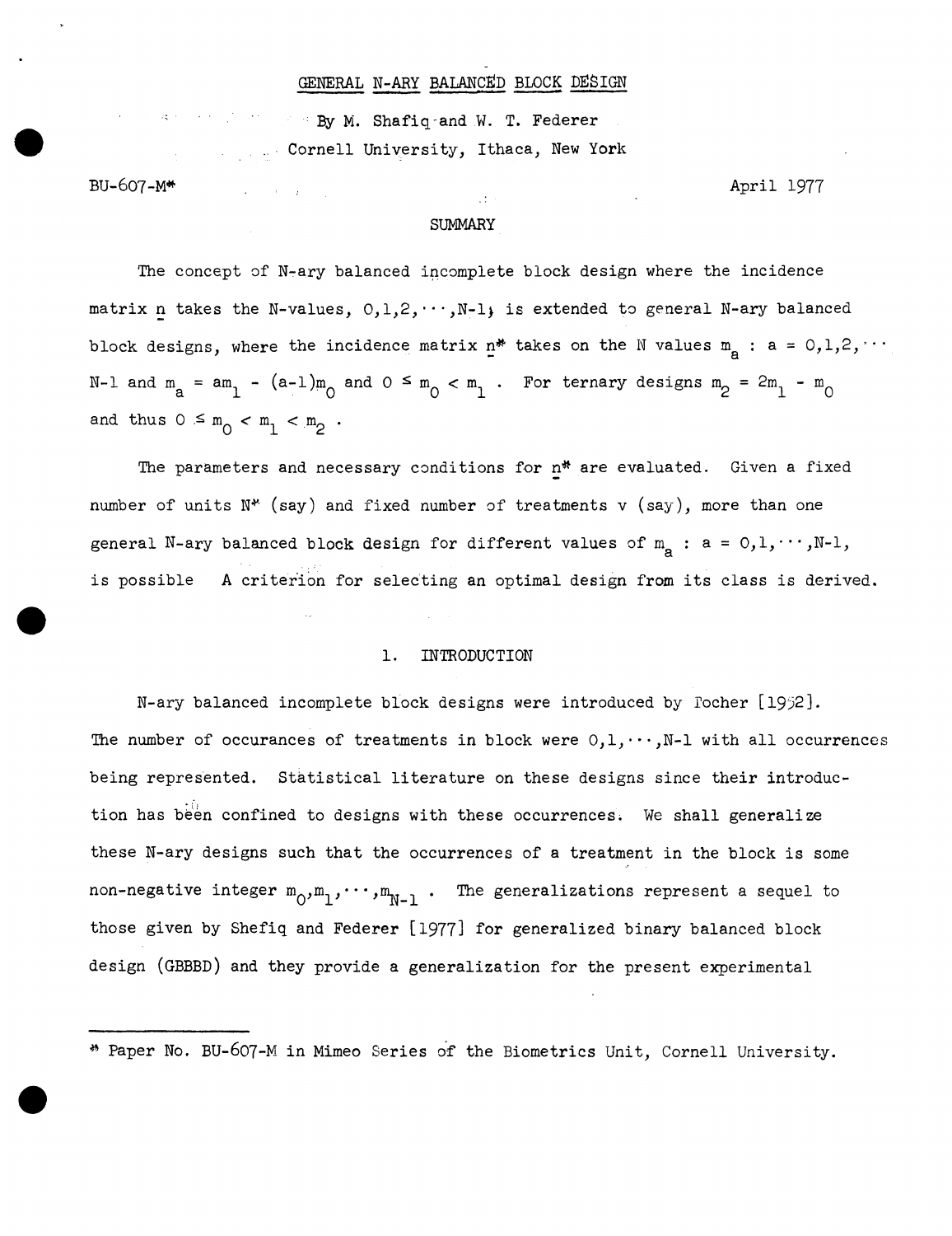# GENERAL N-ARY BALANCED BLOCK DESIGN

By M. Shafiq and W. T. Federer
Cornell University, Ithaca, New York

BU-607-M*

April 1977

## SUMMARY

The concept of N-ary balanced incomplete block design where the incidence matrix $\underline{n}$ takes the N-values, $0,1,2,\cdots,N-1$, is extended to general N-ary balanced block designs, where the incidence matrix $\underline{n}^*$ takes on the N values $m_a : a = 0,1,2,\cdots N-1$ and $m_a = am_1 - (a-1)m_0$ and $0 \leq m_0 < m_1$. For ternary designs $m_2 = 2m_1 - m_0$ and thus $0 \leq m_0 < m_1 < m_2$.

The parameters and necessary conditions for $\underline{n}^*$ are evaluated. Given a fixed number of units $N^*$ (say) and fixed number of treatments v (say), more than one general N-ary balanced block design for different values of $m_a : a = 0,1,\cdots,N-1$, is possible A criterion for selecting an optimal design from its class is derived.

## 1. INTRODUCTION

N-ary balanced incomplete block designs were introduced by Tocher [1952]. The number of occurances of treatments in block were $0,1,\cdots,N-1$ with all occurrences being represented. Statistical literature on these designs since their introduction has been confined to designs with these occurrences. We shall generalize these N-ary designs such that the occurrences of a treatment in the block is some non-negative integer $m_0,m_1,\cdots,m_{N-1}$. The generalizations represent a sequel to those given by Shefiq and Federer [1977] for generalized binary balanced block design (GBBBD) and they provide a generalization for the present experimental

---

* Paper No. BU-607-M in Mimeo Series of the Biometrics Unit, Cornell University.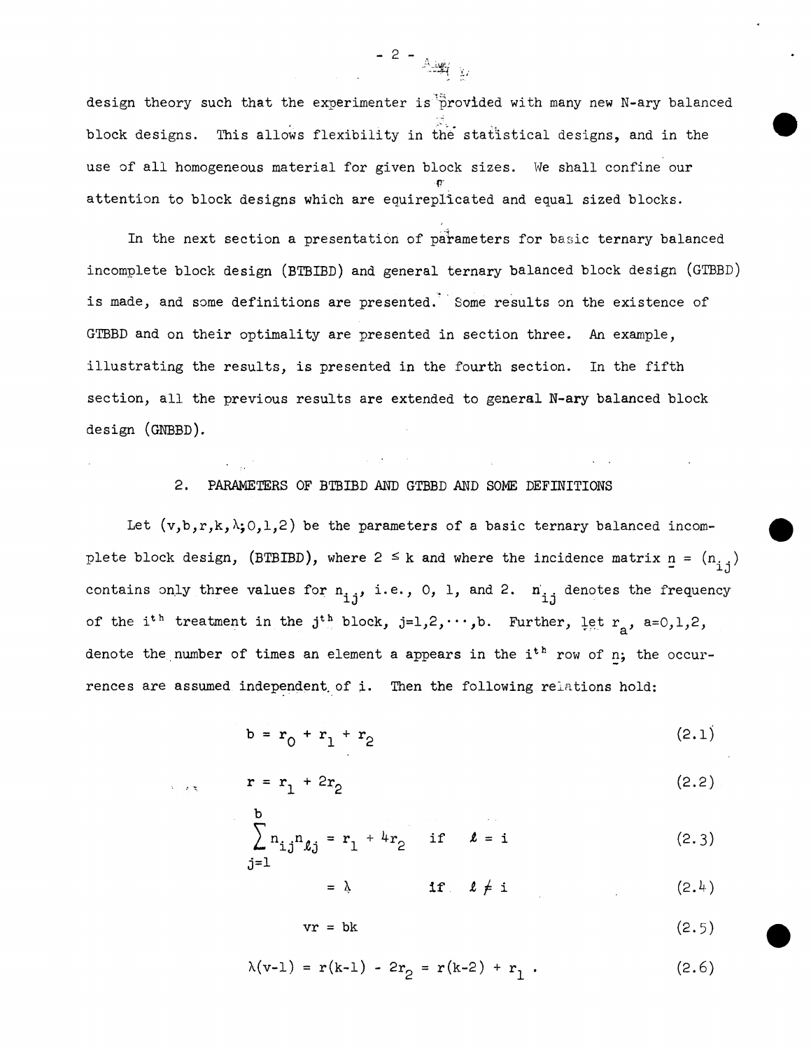design theory such that the experimenter is provided with many new N-ary balanced block designs. This allows flexibility in the statistical designs, and in the use of all homogeneous material for given block sizes. We shall confine our attention to block designs which are equireplicated and equal sized blocks.

In the next section a presentation of parameters for basic ternary balanced incomplete block design (BTBIBD) and general ternary balanced block design (GTBBD) is made, and some definitions are presented. Some results on the existence of GTBBD and on their optimality are presented in section three. An example, illustrating the results, is presented in the fourth section. In the fifth section, all the previous results are extended to general N-ary balanced block design (GNBBD).

## 2. PARAMETERS OF BTBIBD AND GTBBD AND SOME DEFINITIONS

Let $(v,b,r,k,\lambda;0,1,2)$ be the parameters of a basic ternary balanced incomplete block design, (BTBIBD), where $2 \le k$ and where the incidence matrix $\underline{n} = (n_{ij})$ contains only three values for $n_{ij}$, i.e., 0, 1, and 2. $n_{ij}$ denotes the frequency of the $i^{th}$ treatment in the $j^{th}$ block, $j=1,2,\cdots,b$. Further, let $r_a$, $a=0,1,2$, denote the number of times an element a appears in the $i^{th}$ row of $\underline{n}$; the occurrences are assumed independent of i. Then the following relations hold:

$$b = r_0 + r_1 + r_2 \tag{2.1}$$

$$r = r_1 + 2r_2 \tag{2.2}$$

$$\sum_{j=1}^{b} n_{ij}n_{\ell j} = r_1 + 4r_2 \quad \text{if} \quad \ell = i \tag{2.3}$$

$$= \lambda \quad \text{if} \quad \ell \neq i \tag{2.4}$$

$$vr = bk \tag{2.5}$$

$$\lambda(v-1) = r(k-1) - 2r_2 = r(k-2) + r_1 \,. \tag{2.6}$$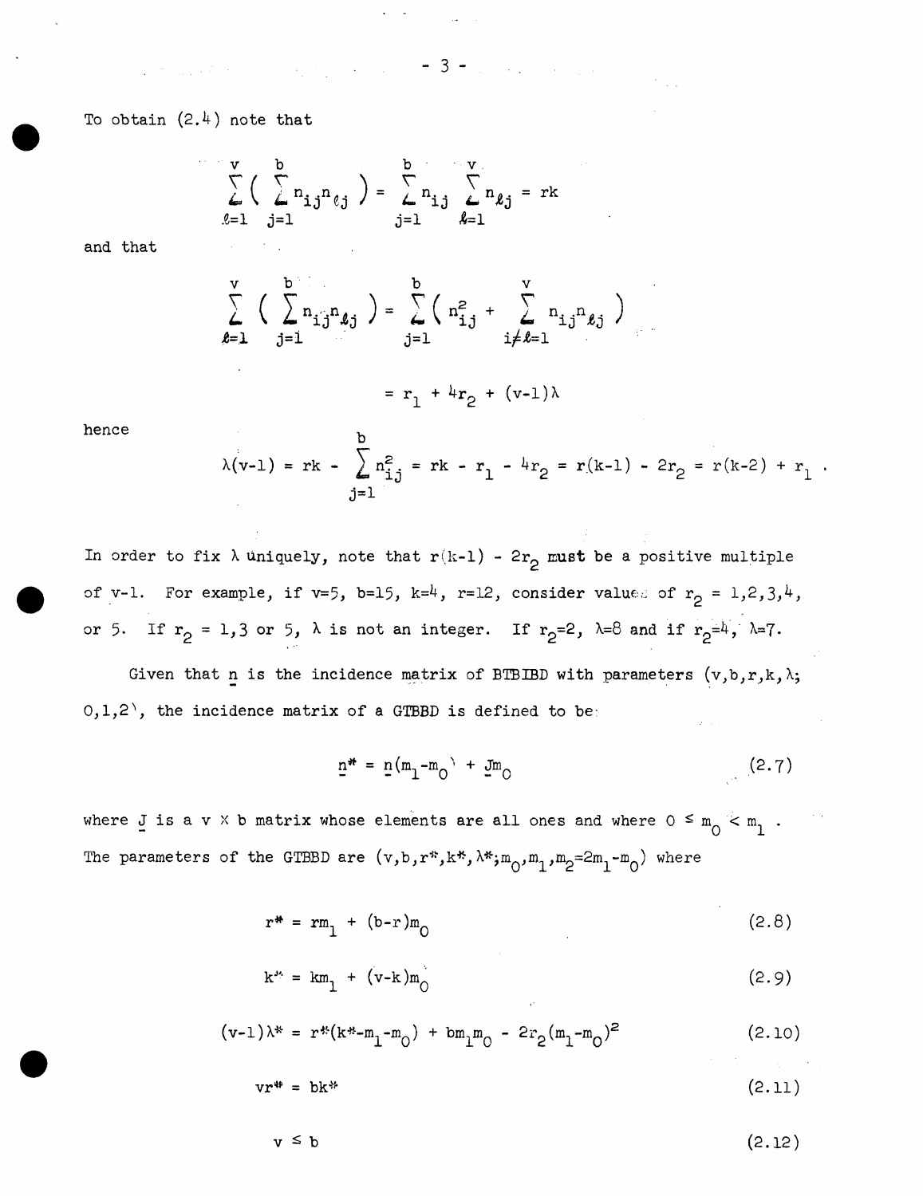To obtain (2.4) note that

$$\sum_{\ell=1}^{v} \left( \sum_{j=1}^{b} n_{ij} n_{\ell j} \right) = \sum_{j=1}^{b} n_{ij} \sum_{\ell=1}^{v} n_{\ell j} = rk$$

and that

$$\sum_{\ell=1}^{v} \left( \sum_{j=1}^{b} n_{ij} n_{\ell j} \right) = \sum_{j=1}^{b} \left( n_{ij}^2 + \sum_{i \neq \ell=1}^{v} n_{ij} n_{\ell j} \right)$$

$$= r_1 + 4r_2 + (v-1)\lambda$$

hence

$$\lambda(v-1) = rk - \sum_{j=1}^{b} n_{ij}^2 = rk - r_1 - 4r_2 = r(k-1) - 2r_2 = r(k-2) + r_1 \ .$$

In order to fix $\lambda$ uniquely, note that $r(k-1) - 2r_2$ must be a positive multiple of $v-1$. For example, if $v=5$, $b=15$, $k=4$, $r=12$, consider values of $r_2 = 1,2,3,4,$ or $5$. If $r_2 = 1, 3$ or $5$, $\lambda$ is not an integer. If $r_2=2$, $\lambda=8$ and if $r_2=4$, $\lambda=7$.

Given that $\underline{n}$ is the incidence matrix of BTBIBD with parameters $(v,b,r,k,\lambda; 0,1,2)$, the incidence matrix of a GTBBD is defined to be

$$\underline{n}^* = \underline{n}(m_1 - m_0) + \underline{J}m_0 \tag{2.7}$$

where $\underline{J}$ is a $v \times b$ matrix whose elements are all ones and where $0 \leq m_0 < m_1$. The parameters of the GTBBD are $(v,b,r^*,k^*,\lambda^*; m_0, m_1, m_2 = 2m_1 - m_0)$ where

$$r^* = rm_1 + (b-r)m_0 \tag{2.8}$$

$$k^* = km_1 + (v-k)m_0 \tag{2.9}$$

$$(v-1)\lambda^* = r^*(k^* - m_1 - m_0) + bm_1m_0 - 2r_2(m_1 - m_0)^2 \tag{2.10}$$

$$vr^* = bk^* \tag{2.11}$$

$$v \leq b \tag{2.12}$$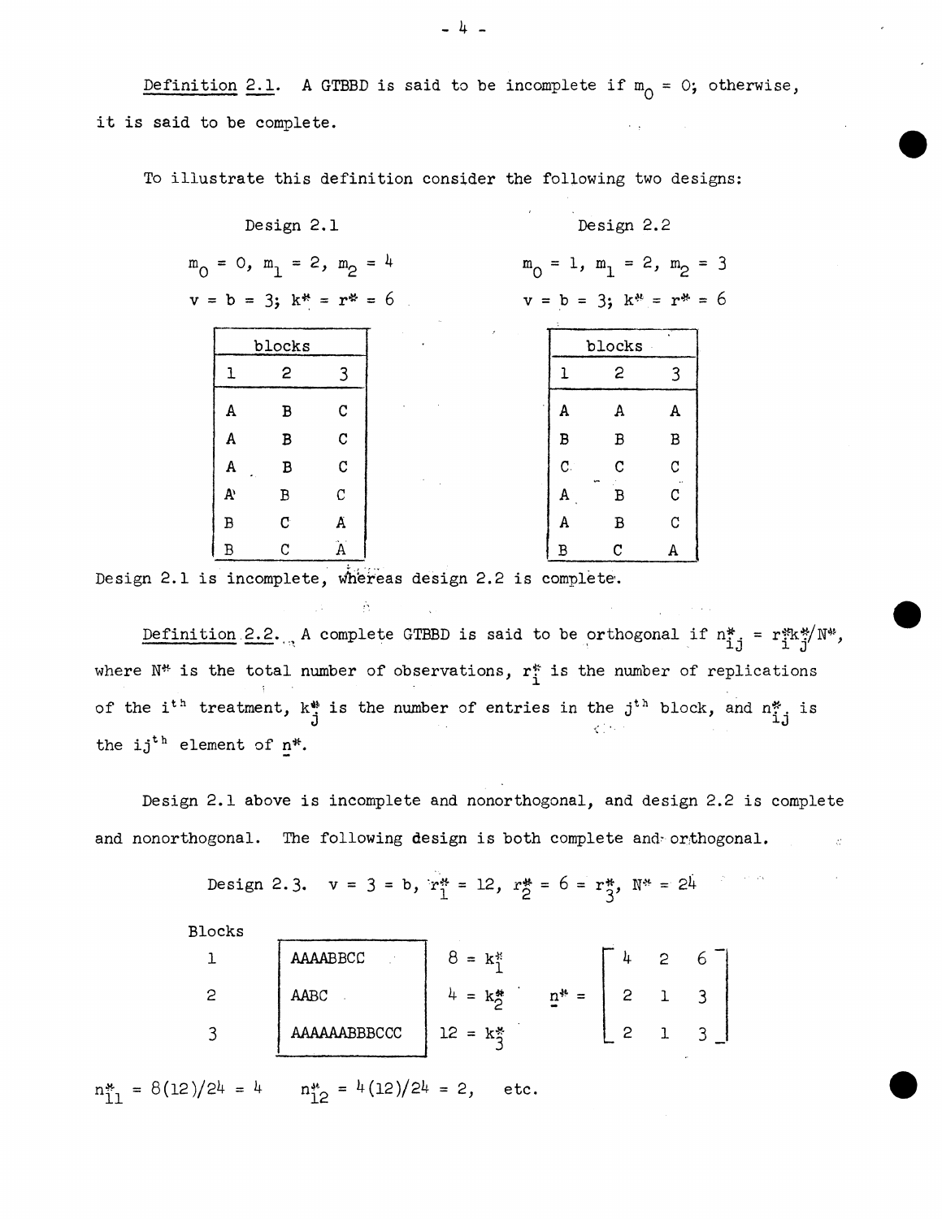*Definition 2.1*. A GTBBD is said to be incomplete if $m_0 = 0$; otherwise, it is said to be complete.

To illustrate this definition consider the following two designs:

**Design 2.1**

$m_0 = 0,\ m_1 = 2,\ m_2 = 4$

$v = b = 3;\ k^* = r^* = 6$

| blocks | | |
|---|---|---|
| 1 | 2 | 3 |
| A | B | C |
| A | B | C |
| A | B | C |
| A | B | C |
| B | C | A |
| B | C | A |

**Design 2.2**

$m_0 = 1,\ m_1 = 2,\ m_2 = 3$

$v = b = 3;\ k^* = r^* = 6$

| blocks | | |
|---|---|---|
| 1 | 2 | 3 |
| A | A | A |
| B | B | B |
| C | C | C |
| A | B | C |
| A | B | C |
| B | C | A |

Design 2.1 is incomplete, whereas design 2.2 is complete.

*Definition 2.2*. A complete GTBBD is said to be orthogonal if $n^*_{ij} = r^*_i k^*_j / N^*$, where $N^*$ is the total number of observations, $r^*_i$ is the number of replications of the $i^{th}$ treatment, $k^*_j$ is the number of entries in the $j^{th}$ block, and $n^*_{ij}$ is the $ij^{th}$ element of $\underline{n}^*$.

Design 2.1 above is incomplete and nonorthogonal, and design 2.2 is complete and nonorthogonal. The following design is both complete and orthogonal.

Design 2.3. $v = 3 = b$, $r^*_1 = 12$, $r^*_2 = 6 = r^*_3$, $N^* = 24$

| Blocks | | |
|---|---|---|
| 1 | AAAABBCC | $8 = k^*_1$ |
| 2 | AABC | $4 = k^*_2$ |
| 3 | AAAAAABBBCCC | $12 = k^*_3$ |

$$\underline{n}^* = \begin{bmatrix} 4 & 2 & 6 \\ 2 & 1 & 3 \\ 2 & 1 & 3 \end{bmatrix}$$

$n^*_{11} = 8(12)/24 = 4 \qquad n^*_{12} = 4(12)/24 = 2, \qquad$ etc.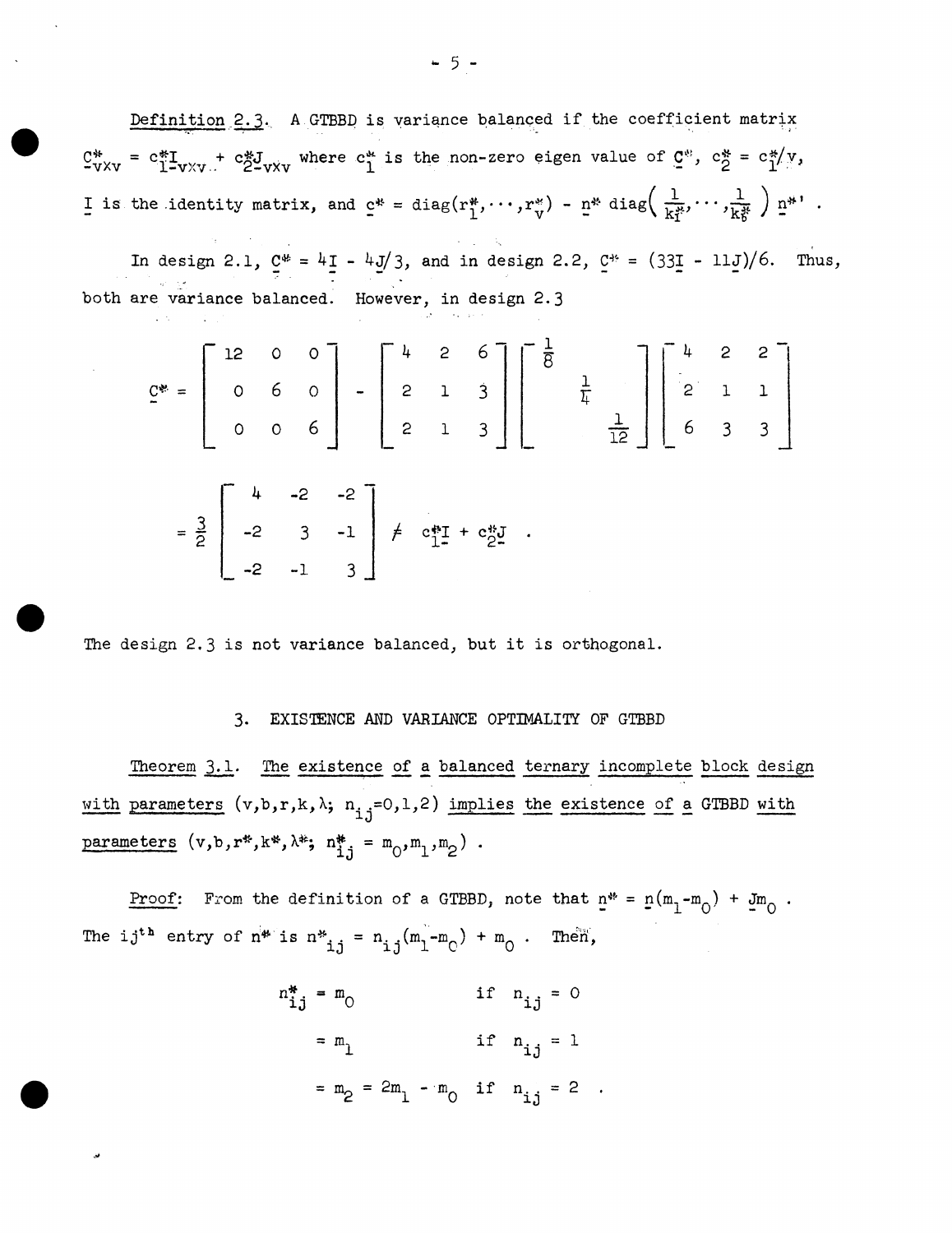Definition 2.3. A GTBBD is variance balanced if the coefficient matrix $\underset{\sim}{C}^*_{v\times v} = c_1^* \underset{\sim}{I}_{v\times v} + c_2^* \underset{\sim}{J}_{v\times v}$ where $c_1^*$ is the non-zero eigen value of $\underset{\sim}{C}^*$, $c_2^* = c_1^*/v$, $\underset{\sim}{I}$ is the identity matrix, and $\underset{\sim}{c}^* = \mathrm{diag}(r_1^*,\cdots,r_v^*) - \underset{\sim}{n}^* \,\mathrm{diag}\left(\frac{1}{k_1^*},\cdots,\frac{1}{k_b^*}\right) \underset{\sim}{n}^{*\prime}$ .

In design 2.1, $\underset{\sim}{C}^* = 4\underset{\sim}{I} - 4\underset{\sim}{J}/3$, and in design 2.2, $\underset{\sim}{C}^* = (33\underset{\sim}{I} - 11\underset{\sim}{J})/6$. Thus, both are variance balanced. However, in design 2.3

$$
\underset{\sim}{C}^* = \begin{bmatrix} 12 & 0 & 0 \\ 0 & 6 & 0 \\ 0 & 0 & 6 \end{bmatrix} - \begin{bmatrix} 4 & 2 & 6 \\ 2 & 1 & 3 \\ 2 & 1 & 3 \end{bmatrix} \begin{bmatrix} \frac{1}{8} & & \\ & \frac{1}{4} & \\ & & \frac{1}{12} \end{bmatrix} \begin{bmatrix} 4 & 2 & 2 \\ 2 & 1 & 1 \\ 6 & 3 & 3 \end{bmatrix}
$$

$$
= \frac{3}{2} \begin{bmatrix} 4 & -2 & -2 \\ -2 & 3 & -1 \\ -2 & -1 & 3 \end{bmatrix} \neq c_1^* \underset{\sim}{I} + c_2^* \underset{\sim}{J} \ .
$$

The design 2.3 is not variance balanced, but it is orthogonal.

## 3. EXISTENCE AND VARIANCE OPTIMALITY OF GTBBD

Theorem 3.1. The existence of a balanced ternary incomplete block design with parameters $(v,b,r,k,\lambda;\ n_{ij}=0,1,2)$ implies the existence of a GTBBD with parameters $(v,b,r^*,k^*,\lambda^*;\ n^*_{ij} = m_0,m_1,m_2)$ .

Proof: From the definition of a GTBBD, note that $\underset{\sim}{n}^* = \underset{\sim}{n}(m_1-m_0) + \underset{\sim}{J}m_0$ . The ij$^{\text{th}}$ entry of $n^*$ is $n^*_{ij} = n_{ij}(m_1-m_0) + m_0$ . Then,

$$
\begin{aligned}
n^*_{ij} &= m_0 && \text{if } n_{ij} = 0 \\
&= m_1 && \text{if } n_{ij} = 1 \\
&= m_2 = 2m_1 - m_0 && \text{if } n_{ij} = 2 \ .
\end{aligned}
$$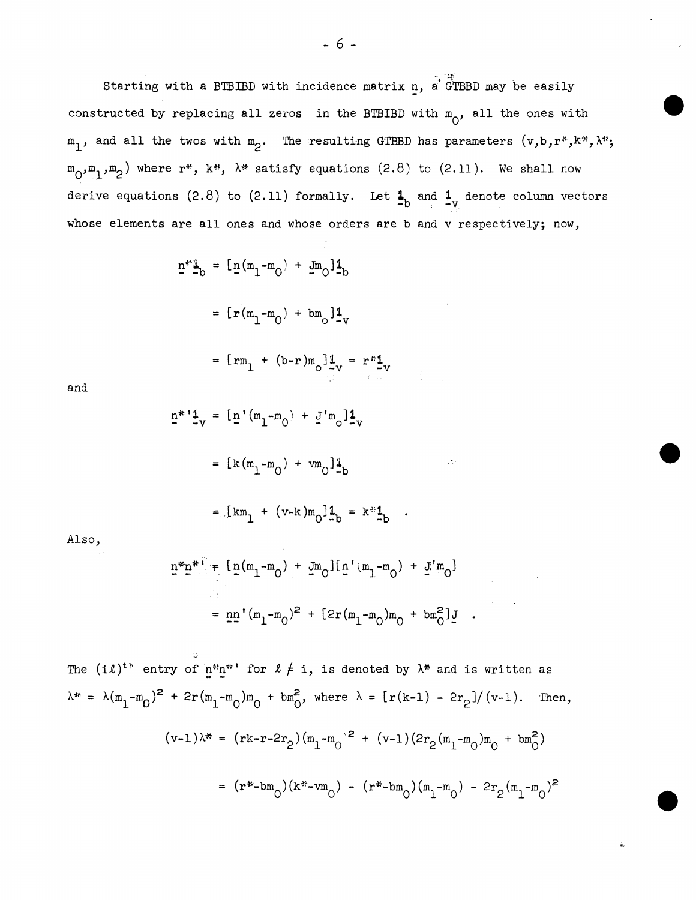Starting with a BTBIBD with incidence matrix $\underline{n}$, a GTBBD may be easily constructed by replacing all zeros in the BTBIBD with $m_0$, all the ones with $m_1$, and all the twos with $m_2$. The resulting GTBBD has parameters $(v,b,r^*,k^*,\lambda^*;$ $m_0,m_1,m_2)$ where $r^*$, $k^*$, $\lambda^*$ satisfy equations (2.8) to (2.11). We shall now derive equations (2.8) to (2.11) formally. Let $\underline{1}_b$ and $\underline{1}_v$ denote column vectors whose elements are all ones and whose orders are b and v respectively; now,

$$\underline{n}^*\underline{1}_b = [\underline{n}(m_1-m_0) + \underline{J}m_0]\underline{1}_b$$

$$= [r(m_1-m_0) + bm_0]\underline{1}_v$$

$$= [rm_1 + (b-r)m_0]\underline{1}_v = r^*\underline{1}_v$$

and

$$\underline{n}^{*\prime}\underline{1}_v = [\underline{n}'(m_1-m_0) + \underline{J}'m_0]\underline{1}_v$$

$$= [k(m_1-m_0) + vm_0]\underline{1}_b$$

$$= [km_1 + (v-k)m_0]\underline{1}_b = k^*\underline{1}_b \quad .$$

Also,

$$\underline{n}^*\underline{n}^{*\prime} = [\underline{n}(m_1-m_0) + \underline{J}m_0][\underline{n}'(m_1-m_0) + \underline{J}'m_0]$$

$$= \underline{n}\underline{n}'(m_1-m_0)^2 + [2r(m_1-m_0)m_0 + bm_0^2]\underline{J} \quad .$$

The $(i\ell)^{th}$ entry of $\underline{n}^*\underline{n}^{*\prime}$ for $\ell \neq i$, is denoted by $\lambda^*$ and is written as $\lambda^* = \lambda(m_1-m_0)^2 + 2r(m_1-m_0)m_0 + bm_0^2$, where $\lambda = [r(k-1) - 2r_2]/(v-1)$. Then,

$$(v-1)\lambda^* = (rk-r-2r_2)(m_1-m_0)^2 + (v-1)(2r_2(m_1-m_0)m_0 + bm_0^2)$$

$$= (r^*-bm_0)(k^*-vm_0) - (r^*-bm_0)(m_1-m_0) - 2r_2(m_1-m_0)^2$$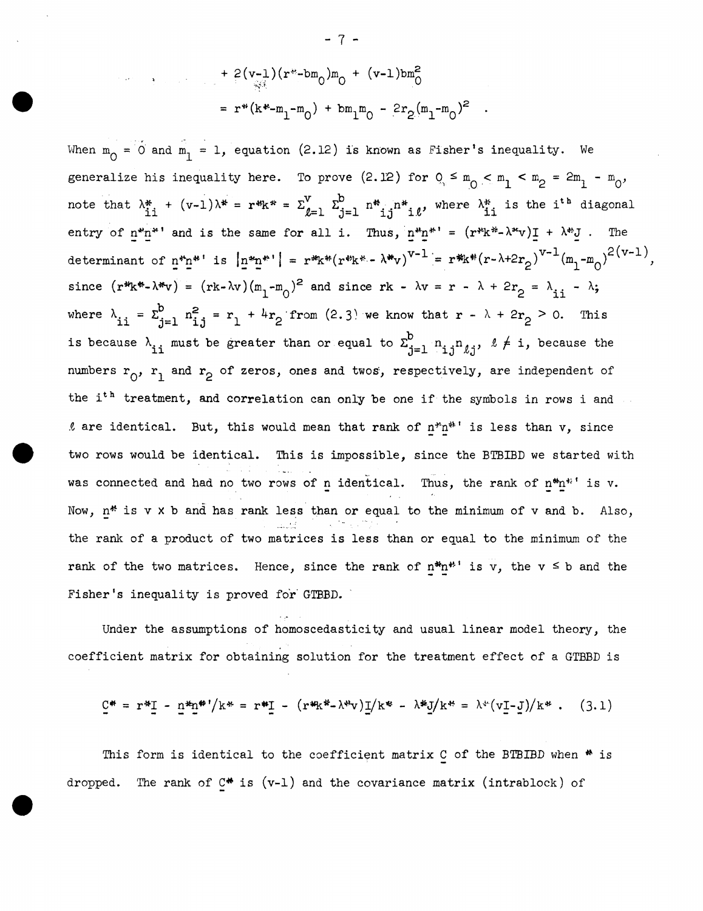$$+ 2(v-1)(r^*-bm_0)m_0 + (v-1)bm_0^2$$

$$= r^*(k^*-m_1-m_0) + bm_1m_0 - 2r_2(m_1-m_0)^2 \quad .$$

When $m_0 = 0$ and $m_1 = 1$, equation (2.12) is known as Fisher's inequality. We generalize his inequality here. To prove (2.12) for $0 \le m_0 < m_1 < m_2 = 2m_1 - m_0$, note that $\lambda^*_{ii} + (v-1)\lambda^* = r^*k^* = \Sigma_{\ell=1}^{v} \Sigma_{j=1}^{b} n^*_{ij}n^*_{i\ell}$, where $\lambda^*_{ii}$ is the $i^{th}$ diagonal entry of $\underline{n}^*\underline{n}^{*\prime}$ and is the same for all i. Thus, $\underline{n}^*\underline{n}^{*\prime} = (r^*k^*-\lambda^*v)\underline{I} + \lambda^*\underline{J}$ . The determinant of $\underline{n}^*\underline{n}^{*\prime}$ is $|\underline{n}^*\underline{n}^{*\prime}| = r^*k^*(r^*k^*-\lambda^*v)^{v-1} = r^*k^*(r-\lambda+2r_2)^{v-1}(m_1-m_0)^{2(v-1)}$, since $(r^*k^*-\lambda^*v) = (rk-\lambda v)(m_1-m_0)^2$ and since $rk - \lambda v = r - \lambda + 2r_2 = \lambda_{ii} - \lambda$; where $\lambda_{ii} = \Sigma_{j=1}^{b} n_{ij}^2 = r_1 + 4r_2$ from (2.3) we know that $r - \lambda + 2r_2 > 0$. This is because $\lambda_{ii}$ must be greater than or equal to $\Sigma_{j=1}^{b} n_{ij}n_{\ell j}$, $\ell \ne i$, because the numbers $r_0$, $r_1$ and $r_2$ of zeros, ones and twos, respectively, are independent of the $i^{th}$ treatment, and correlation can only be one if the symbols in rows i and $\ell$ are identical. But, this would mean that rank of $\underline{n}^*\underline{n}^{*\prime}$ is less than v, since two rows would be identical. This is impossible, since the BTBIBD we started with was connected and had no two rows of $\underline{n}$ identical. Thus, the rank of $\underline{n}^*\underline{n}^{*\prime}$ is v. Now, $\underline{n}^*$ is v x b and has rank less than or equal to the minimum of v and b. Also, the rank of a product of two matrices is less than or equal to the minimum of the rank of the two matrices. Hence, since the rank of $\underline{n}^*\underline{n}^{*\prime}$ is v, the $v \le b$ and the Fisher's inequality is proved for GTBBD.

Under the assumptions of homoscedasticity and usual linear model theory, the coefficient matrix for obtaining solution for the treatment effect of a GTBBD is

$$\underline{C}^* = r^*\underline{I} - \underline{n}^*\underline{n}^{*\prime}/k^* = r^*\underline{I} - (r^*k^*-\lambda^*v)\underline{I}/k^* - \lambda^*\underline{J}/k^* = \lambda^*(v\underline{I}-\underline{J})/k^* \quad . \quad (3.1)$$

This form is identical to the coefficient matrix $\underline{C}$ of the BTBIBD when * is dropped. The rank of $\underline{C}^*$ is (v-1) and the covariance matrix (intrablock) of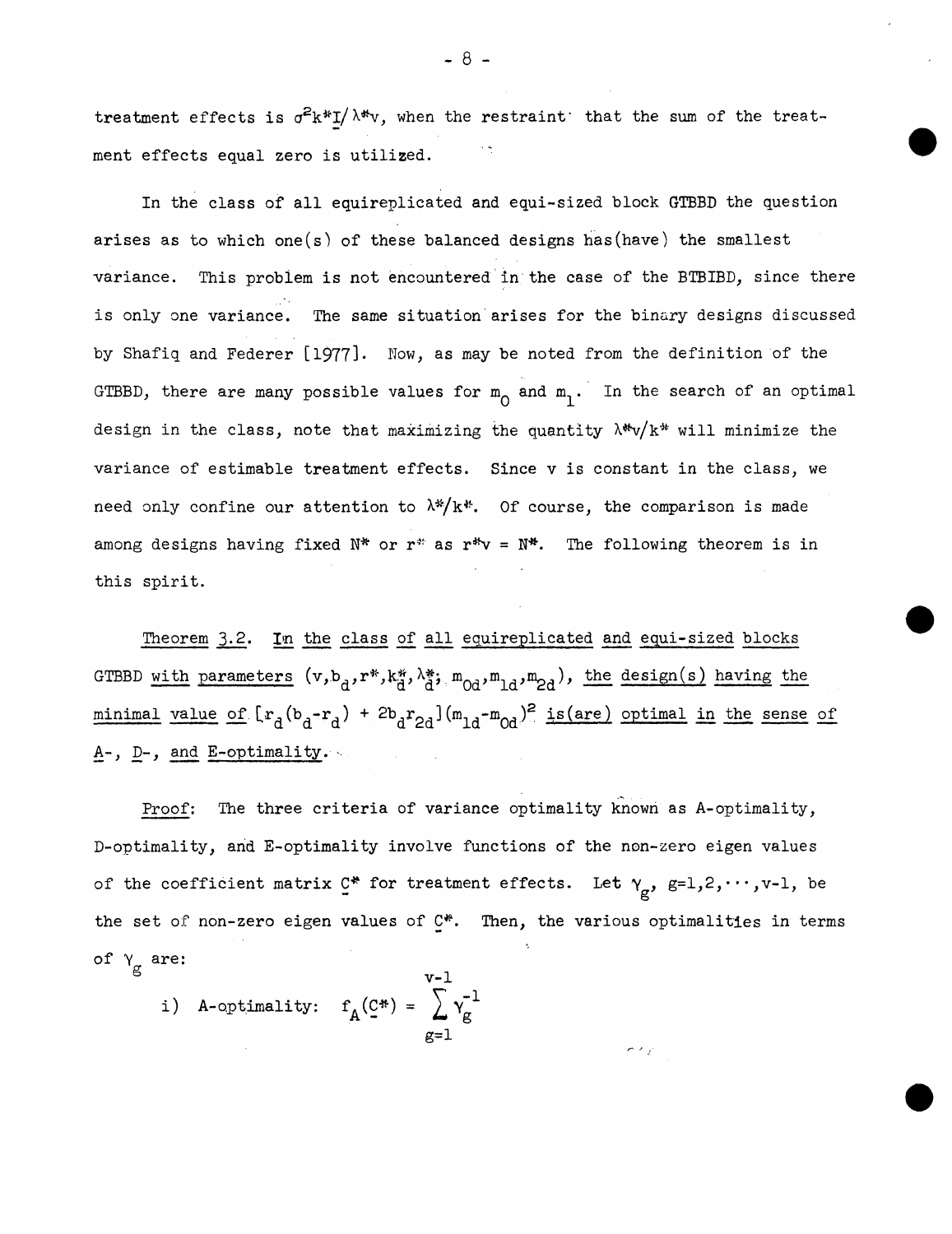treatment effects is $\sigma^2 k^* \underset{\sim}{I} / \lambda^* v$, when the restraint that the sum of the treatment effects equal zero is utilized.

In the class of all equireplicated and equi-sized block GTBBD the question arises as to which one(s) of these balanced designs has(have) the smallest variance. This problem is not encountered in the case of the BTBIBD, since there is only one variance. The same situation arises for the binary designs discussed by Shafiq and Federer [1977]. Now, as may be noted from the definition of the GTBBD, there are many possible values for $m_0$ and $m_1$. In the search of an optimal design in the class, note that maximizing the quantity $\lambda^* v / k^*$ will minimize the variance of estimable treatment effects. Since v is constant in the class, we need only confine our attention to $\lambda^* / k^*$. Of course, the comparison is made among designs having fixed $N^*$ or $r^*$ as $r^* v = N^*$. The following theorem is in this spirit.

Theorem 3.2. *In the class of all equireplicated and equi-sized blocks GTBBD with parameters $(v, b_d, r^*, k_d^*, \lambda_d^*; m_{0d}, m_{1d}, m_{2d})$, the design(s) having the minimal value of $[r_d(b_d - r_d) + 2 b_d r_{2d}](m_{1d} - m_{0d})^2$ is(are) optimal in the sense of A-, D-, and E-optimality.*

Proof: The three criteria of variance optimality known as A-optimality, D-optimality, and E-optimality involve functions of the non-zero eigen values of the coefficient matrix $\underset{\sim}{C}^*$ for treatment effects. Let $\gamma_g$, $g = 1, 2, \cdots, v-1$, be the set of non-zero eigen values of $\underset{\sim}{C}^*$. Then, the various optimalities in terms of $\gamma_g$ are:

i) A-optimality: $$f_A(\underset{\sim}{C}^*) = \sum_{g=1}^{v-1} \gamma_g^{-1}$$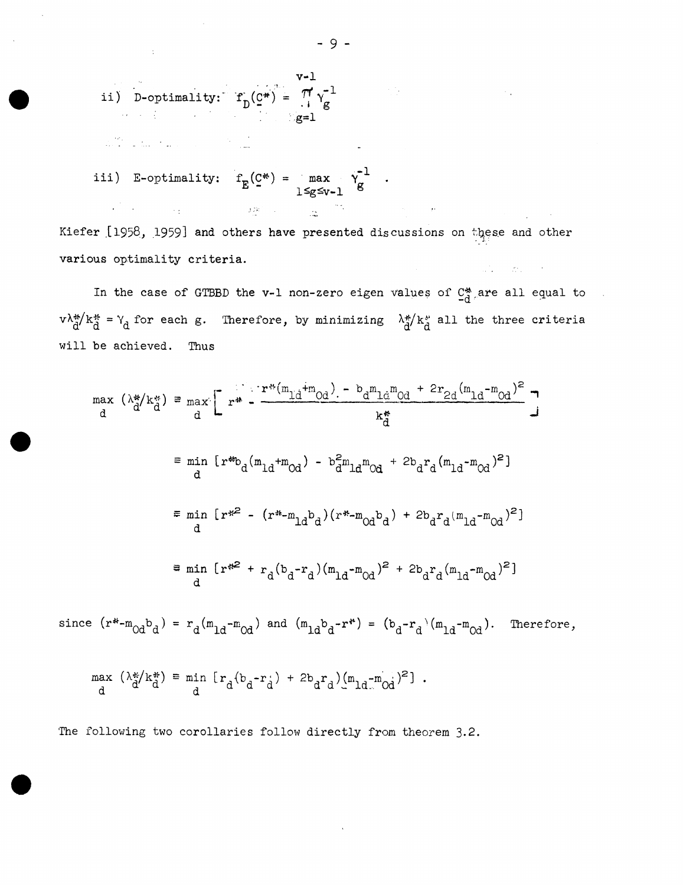ii) D-optimality: $f_D(\underset{-}{C}^*) = \prod_{g=1}^{v-1} \gamma_g^{-1}$

iii) E-optimality: $f_E(\underset{-}{C}^*) = \max_{1 \le g \le v-1} \gamma_g^{-1}$ .

Kiefer [1958, 1959] and others have presented discussions on these and other various optimality criteria.

In the case of GTBBD the v-1 non-zero eigen values of $\underset{-}{C}_d^*$ are all equal to $v\lambda_d^*/k_d^* = \gamma_d$ for each g. Therefore, by minimizing $\lambda_d^*/k_d^*$ all the three criteria will be achieved. Thus

$$\max_d \, (\lambda_d^*/k_d^*) \equiv \max_d \left[ r^* - \frac{r^*(m_{1d}+m_{0d}) - b_d m_{1d} m_{0d} + 2r_{2d}(m_{1d}-m_{0d})^2}{k_d^*} \right]$$

$$\equiv \min_d \, [r^* b_d(m_{1d}+m_{0d}) - b_d^2 m_{1d} m_{0d} + 2b_d r_d (m_{1d}-m_{0d})^2]$$

$$\equiv \min_d \, [r^{*2} - (r^*-m_{1d}b_d)(r^*-m_{0d}b_d) + 2b_d r_d (m_{1d}-m_{0d})^2]$$

$$\equiv \min_d \, [r^{*2} + r_d(b_d-r_d)(m_{1d}-m_{0d})^2 + 2b_d r_d (m_{1d}-m_{0d})^2]$$

since $(r^*-m_{0d}b_d) = r_d(m_{1d}-m_{0d})$ and $(m_{1d}b_d-r^*) = (b_d-r_d)(m_{1d}-m_{0d})$. Therefore,

$$\max_d \, (\lambda_d^*/k_d^*) \equiv \min_d \, [r_d(b_d-r_d) + 2b_d r_d)(m_{1d}-m_{0d})^2] .$$

The following two corollaries follow directly from theorem 3.2.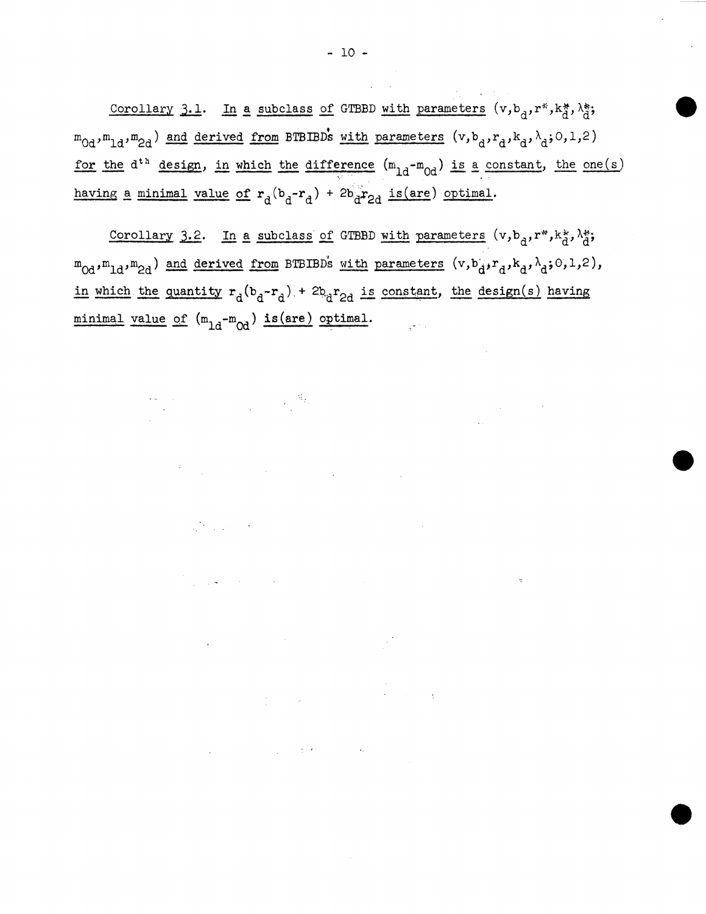Corollary 3.1. *In a subclass of GTBBD with parameters $(v, b_d, r^*, k_d^*, \lambda_d^*; m_{0d}, m_{1d}, m_{2d})$ and derived from BTBIBD's with parameters $(v, b_d, r_d, k_d, \lambda_d; 0,1,2)$ for the $d^{th}$ design, in which the difference $(m_{1d} - m_{0d})$ is a constant, the one(s) having a minimal value of $r_d(b_d - r_d) + 2b_d r_{2d}$ is(are) optimal.*

Corollary 3.2. *In a subclass of GTBBD with parameters $(v, b_d, r^*, k_d^*, \lambda_d^*; m_{0d}, m_{1d}, m_{2d})$ and derived from BTBIBD's with parameters $(v, b_d, r_d, k_d, \lambda_d; 0,1,2)$, in which the quantity $r_d(b_d - r_d) + 2b_d r_{2d}$ is constant, the design(s) having minimal value of $(m_{1d} - m_{0d})$ is(are) optimal.*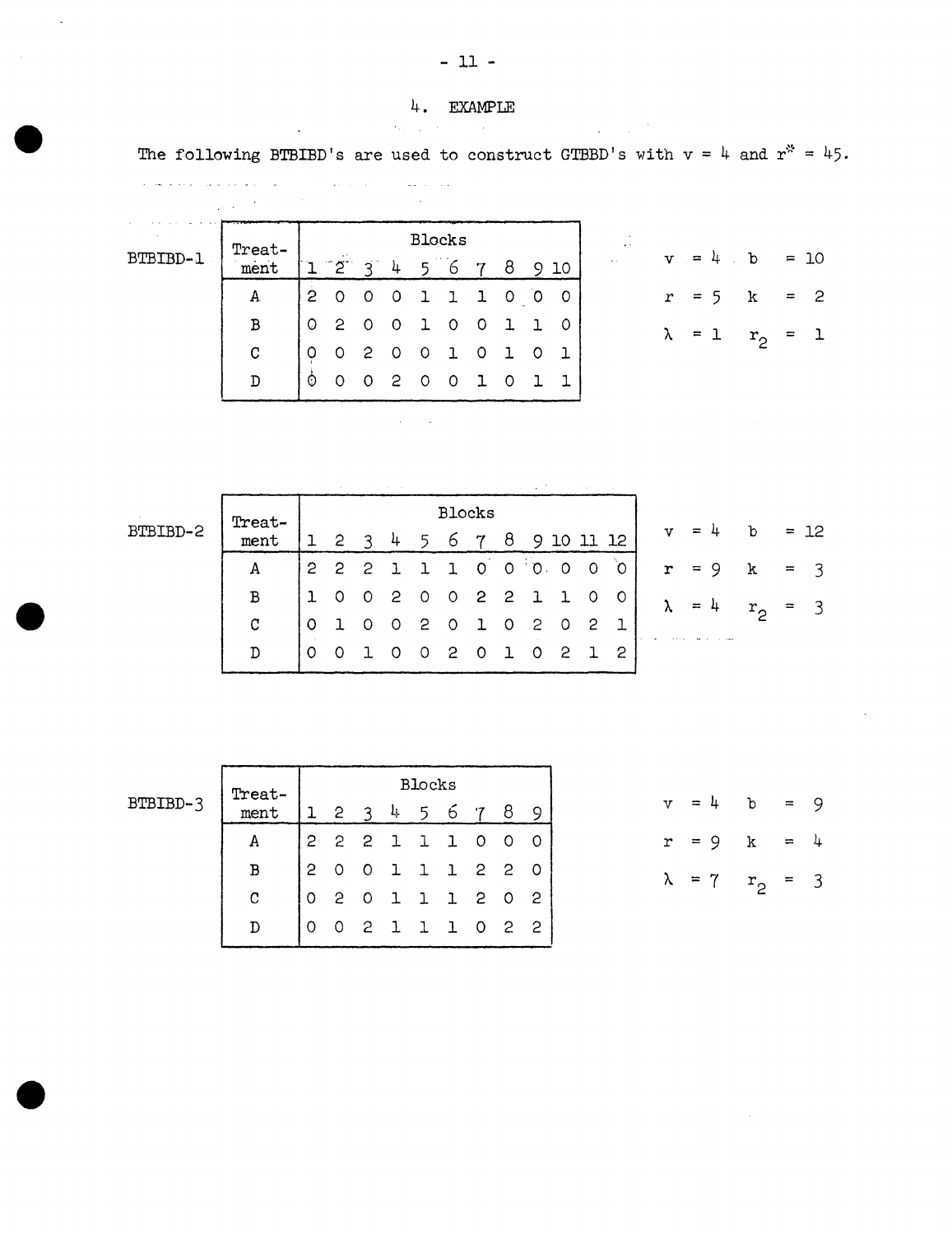## 4. EXAMPLE

The following BTBIBD's are used to construct GTBBD's with $v = 4$ and $r^* = 45$.

**BTBIBD-1**

| Treatment | Blocks | | | | | | | | | |
|---|---|---|---|---|---|---|---|---|---|---|
| | 1 | 2 | 3 | 4 | 5 | 6 | 7 | 8 | 9 | 10 |
| A | 2 | 0 | 0 | 0 | 1 | 1 | 1 | 0 | 0 | 0 |
| B | 0 | 2 | 0 | 0 | 1 | 0 | 0 | 1 | 1 | 0 |
| C | 0 | 0 | 2 | 0 | 0 | 1 | 0 | 1 | 0 | 1 |
| D | 0 | 0 | 0 | 2 | 0 | 0 | 1 | 0 | 1 | 1 |

$v = 4 \quad b = 10$

$r = 5 \quad k = 2$

$\lambda = 1 \quad r_2 = 1$

**BTBIBD-2**

| Treatment | Blocks | | | | | | | | | | | |
|---|---|---|---|---|---|---|---|---|---|---|---|---|
| | 1 | 2 | 3 | 4 | 5 | 6 | 7 | 8 | 9 | 10 | 11 | 12 |
| A | 2 | 2 | 2 | 1 | 1 | 1 | 0 | 0 | 0 | 0 | 0 | 0 |
| B | 1 | 0 | 0 | 2 | 0 | 0 | 2 | 2 | 1 | 1 | 0 | 0 |
| C | 0 | 1 | 0 | 0 | 2 | 0 | 1 | 0 | 2 | 0 | 2 | 1 |
| D | 0 | 0 | 1 | 0 | 0 | 2 | 0 | 1 | 0 | 2 | 1 | 2 |

$v = 4 \quad b = 12$

$r = 9 \quad k = 3$

$\lambda = 4 \quad r_2 = 3$

**BTBIBD-3**

| Treatment | Blocks | | | | | | | | |
|---|---|---|---|---|---|---|---|---|---|
| | 1 | 2 | 3 | 4 | 5 | 6 | 7 | 8 | 9 |
| A | 2 | 2 | 2 | 1 | 1 | 1 | 0 | 0 | 0 |
| B | 2 | 0 | 0 | 1 | 1 | 1 | 2 | 2 | 0 |
| C | 0 | 2 | 0 | 1 | 1 | 1 | 2 | 0 | 2 |
| D | 0 | 0 | 2 | 1 | 1 | 1 | 0 | 2 | 2 |

$v = 4 \quad b = 9$

$r = 9 \quad k = 4$

$\lambda = 7 \quad r_2 = 3$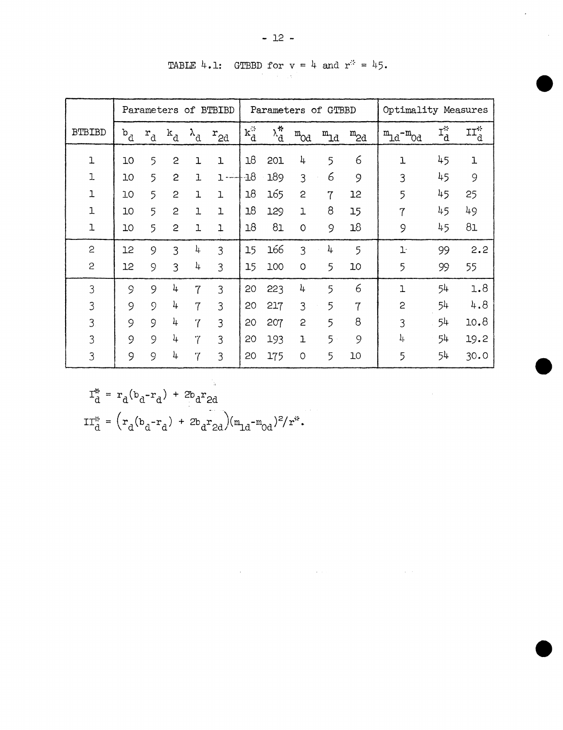TABLE 4.1: GTBBD for $v = 4$ and $r^* = 45$.

| | Parameters of BTBIBD | | | | | Parameters of GTBBD | | | | | Optimality Measures | | |
|---|---|---|---|---|---|---|---|---|---|---|---|---|---|
| BTBIBD | $b_d$ | $r_d$ | $k_d$ | $\lambda_d$ | $r_{2d}$ | $k_d^*$ | $\lambda_d^*$ | $m_{0d}$ | $m_{1d}$ | $m_{2d}$ | $m_{1d}-m_{0d}$ | $I_d^*$ | $II_d^*$ |
| 1 | 10 | 5 | 2 | 1 | 1 | 18 | 201 | 4 | 5 | 6 | 1 | 45 | 1 |
| 1 | 10 | 5 | 2 | 1 | 1 | 18 | 189 | 3 | 6 | 9 | 3 | 45 | 9 |
| 1 | 10 | 5 | 2 | 1 | 1 | 18 | 165 | 2 | 7 | 12 | 5 | 45 | 25 |
| 1 | 10 | 5 | 2 | 1 | 1 | 18 | 129 | 1 | 8 | 15 | 7 | 45 | 49 |
| 1 | 10 | 5 | 2 | 1 | 1 | 18 | 81 | 0 | 9 | 18 | 9 | 45 | 81 |
| 2 | 12 | 9 | 3 | 4 | 3 | 15 | 166 | 3 | 4 | 5 | 1 | 99 | 2.2 |
| 2 | 12 | 9 | 3 | 4 | 3 | 15 | 100 | 0 | 5 | 10 | 5 | 99 | 55 |
| 3 | 9 | 9 | 4 | 7 | 3 | 20 | 223 | 4 | 5 | 6 | 1 | 54 | 1.8 |
| 3 | 9 | 9 | 4 | 7 | 3 | 20 | 217 | 3 | 5 | 7 | 2 | 54 | 4.8 |
| 3 | 9 | 9 | 4 | 7 | 3 | 20 | 207 | 2 | 5 | 8 | 3 | 54 | 10.8 |
| 3 | 9 | 9 | 4 | 7 | 3 | 20 | 193 | 1 | 5 | 9 | 4 | 54 | 19.2 |
| 3 | 9 | 9 | 4 | 7 | 3 | 20 | 175 | 0 | 5 | 10 | 5 | 54 | 30.0 |

$$I_d^* = r_d(b_d - r_d) + 2b_d r_{2d}$$

$$II_d^* = \left(r_d(b_d - r_d) + 2b_d r_{2d}\right)(m_{1d} - m_{0d})^2 / r^*.$$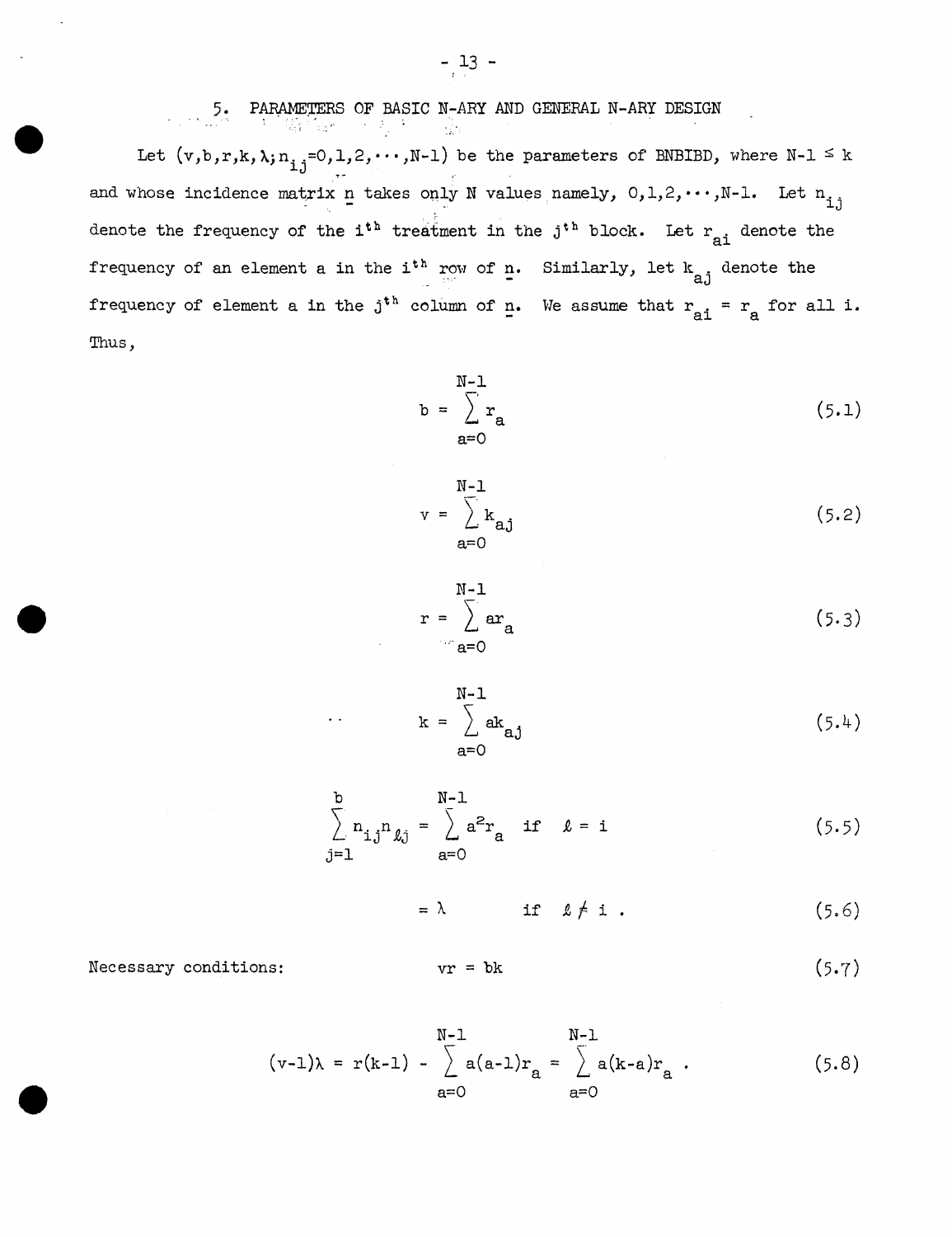## 5. PARAMETERS OF BASIC N-ARY AND GENERAL N-ARY DESIGN

Let $(v,b,r,k,\lambda;n_{ij}=0,1,2,\cdots,N-1)$ be the parameters of BNBIBD, where $N-1 \leq k$ and whose incidence matrix $\underline{n}$ takes only N values namely, $0,1,2,\cdots,N-1$. Let $n_{ij}$ denote the frequency of the $i^{th}$ treatment in the $j^{th}$ block. Let $r_{ai}$ denote the frequency of an element a in the $i^{th}$ row of $\underline{n}$. Similarly, let $k_{aj}$ denote the frequency of element a in the $j^{th}$ column of $\underline{n}$. We assume that $r_{ai} = r_a$ for all i. Thus,

$$b = \sum_{a=0}^{N-1} r_a \tag{5.1}$$

$$v = \sum_{a=0}^{N-1} k_{aj} \tag{5.2}$$

$$r = \sum_{a=0}^{N-1} a r_a \tag{5.3}$$

$$k = \sum_{a=0}^{N-1} a k_{aj} \tag{5.4}$$

$$\sum_{j=1}^{b} n_{ij} n_{\ell j} = \sum_{a=0}^{N-1} a^2 r_a \quad \text{if} \quad \ell = i \tag{5.5}$$

$$= \lambda \qquad \text{if} \quad \ell \neq i \; . \tag{5.6}$$

Necessary conditions:

$$vr = bk \tag{5.7}$$

$$(v-1)\lambda = r(k-1) - \sum_{a=0}^{N-1} a(a-1)r_a = \sum_{a=0}^{N-1} a(k-a)r_a \; . \tag{5.8}$$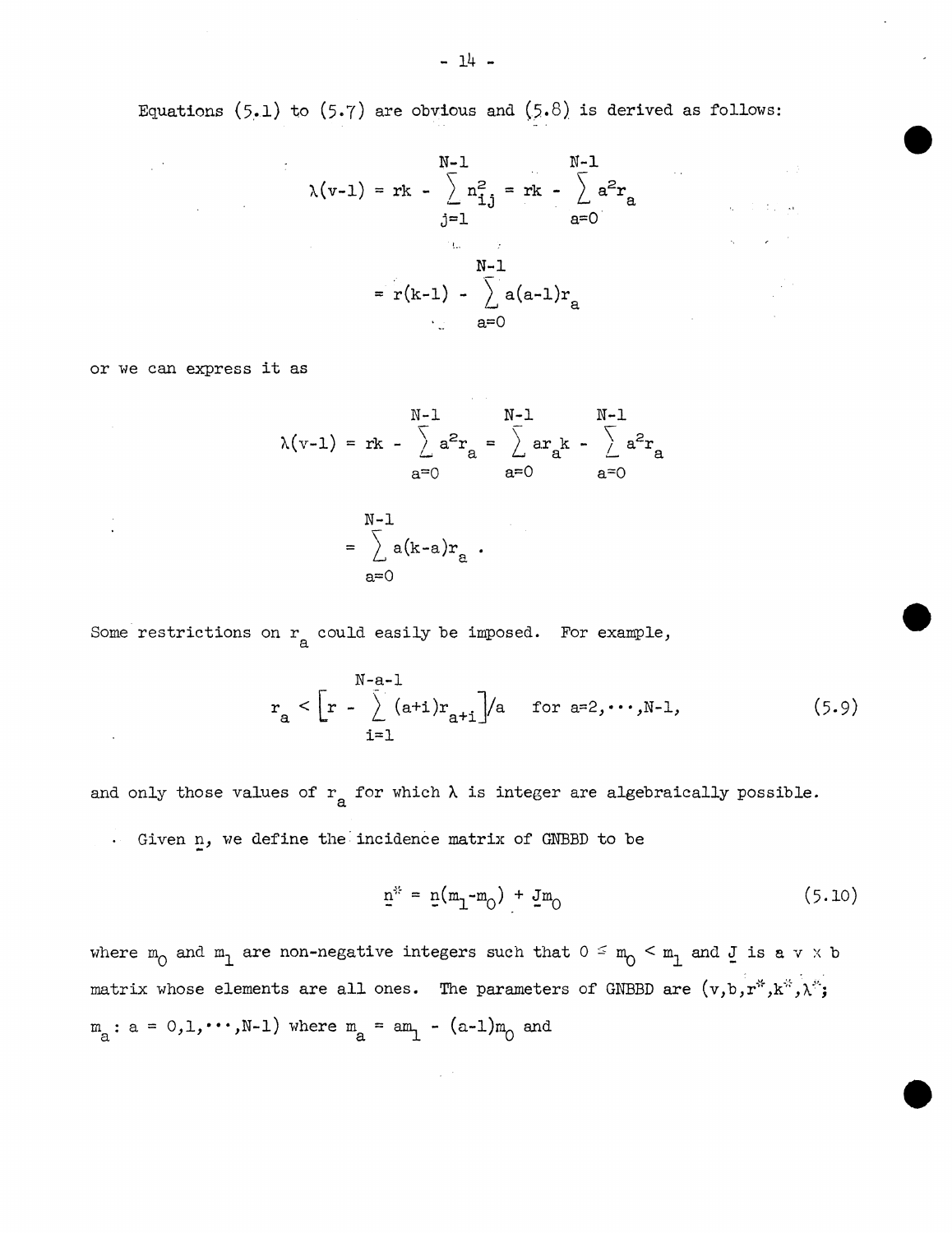Equations (5.1) to (5.7) are obvious and (5.8) is derived as follows:

$$\lambda(v-1) = rk - \sum_{j=1}^{N-1} n_{ij}^2 = rk - \sum_{a=0}^{N-1} a^2 r_a$$

$$= r(k-1) - \sum_{a=0}^{N-1} a(a-1)r_a$$

or we can express it as

$$\lambda(v-1) = rk - \sum_{a=0}^{N-1} a^2 r_a = \sum_{a=0}^{N-1} a r_a k - \sum_{a=0}^{N-1} a^2 r_a$$

$$= \sum_{a=0}^{N-1} a(k-a)r_a \ .$$

Some restrictions on $r_a$ could easily be imposed. For example,

$$r_a < \left[r - \sum_{i=1}^{N-a-1} (a+i)r_{a+i}\right]/a \quad \text{for } a=2,\cdots,N-1, \tag{5.9}$$

and only those values of $r_a$ for which $\lambda$ is integer are algebraically possible.

Given $\underline{n}$, we define the incidence matrix of GNBBD to be

$$\underline{n}^* = \underline{n}(m_1-m_0) + \underline{J}m_0 \tag{5.10}$$

where $m_0$ and $m_1$ are non-negative integers such that $0 \leq m_0 < m_1$ and $\underline{J}$ is a $v \times b$ matrix whose elements are all ones. The parameters of GNBBD are $(v,b,r^*,k^*,\lambda^*; m_a : a = 0,1,\cdots,N-1)$ where $m_a = am_1 - (a-1)m_0$ and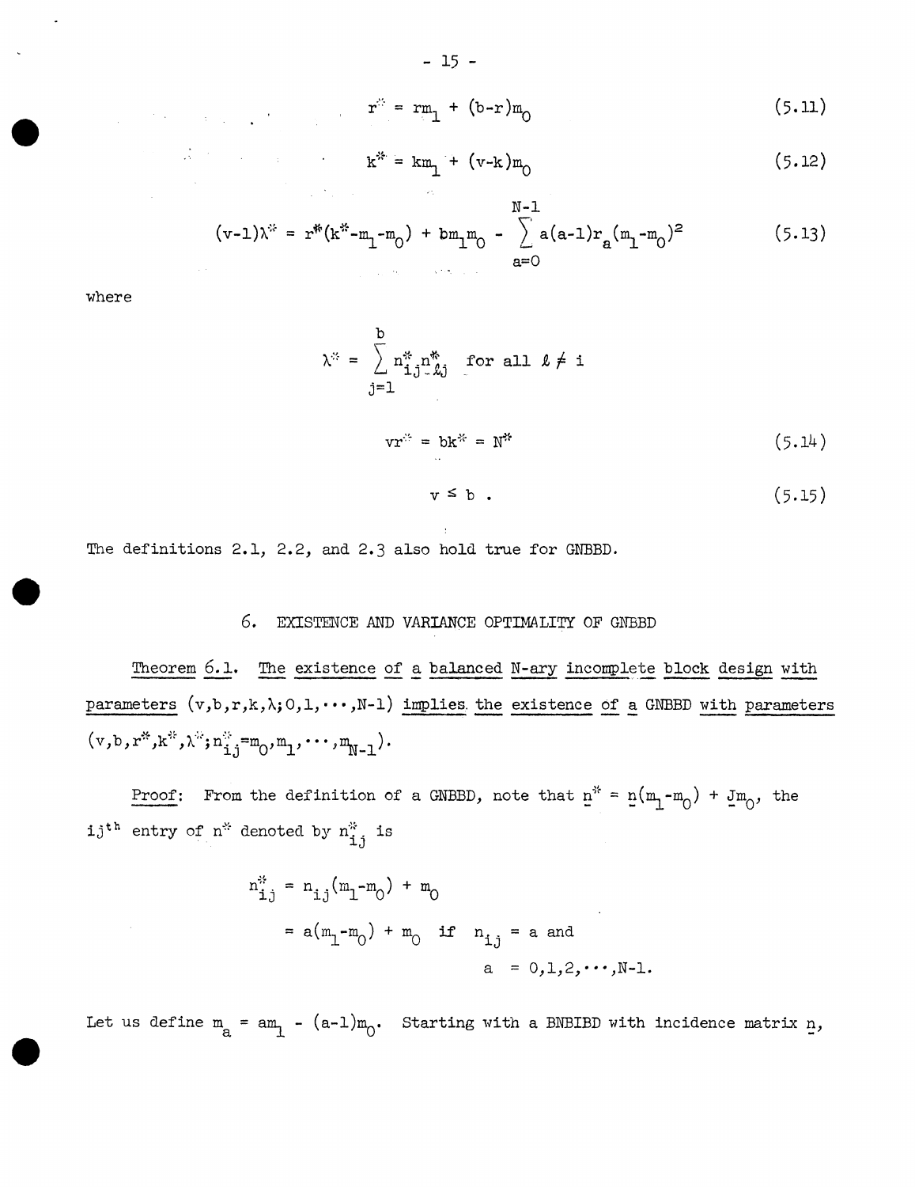$$r^* = rm_1 + (b-r)m_0 \tag{5.11}$$

$$k^* = km_1 + (v-k)m_0 \tag{5.12}$$

$$(v-1)\lambda^* = r^*(k^*-m_1-m_0) + bm_1m_0 - \sum_{a=0}^{N-1} a(a-1)r_a(m_1-m_0)^2 \tag{5.13}$$

where

$$\lambda^* = \sum_{j=1}^{b} n^*_{ij}n^*_{\ell j} \quad \text{for all } \ell \neq i$$

$$vr^* = bk^* = N^* \tag{5.14}$$

$$v \leq b \ . \tag{5.15}$$

The definitions 2.1, 2.2, and 2.3 also hold true for GNBBD.

## 6. EXISTENCE AND VARIANCE OPTIMALITY OF GNBBD

<u>Theorem 6.1.</u> <u>The existence of a balanced N-ary incomplete block design with parameters $(v,b,r,k,\lambda;0,1,\cdots,N-1)$ implies the existence of a GNBBD with parameters $(v,b,r^*,k^*,\lambda^*;n^*_{ij}=m_0,m_1,\cdots,m_{N-1})$.</u>

<u>Proof</u>: From the definition of a GNBBD, note that $\underline{n}^* = \underline{n}(m_1-m_0) + \underline{J}m_0$, the $ij^{th}$ entry of $n^*$ denoted by $n^*_{ij}$ is

$$\begin{aligned} n^*_{ij} &= n_{ij}(m_1-m_0) + m_0 \\ &= a(m_1-m_0) + m_0 \quad \text{if} \quad n_{ij} = a \text{ and} \\ &\qquad\qquad\qquad\qquad\quad a = 0,1,2,\cdots,N-1. \end{aligned}$$

Let us define $m_a = am_1 - (a-1)m_0$. Starting with a BNBIBD with incidence matrix $\underline{n}$,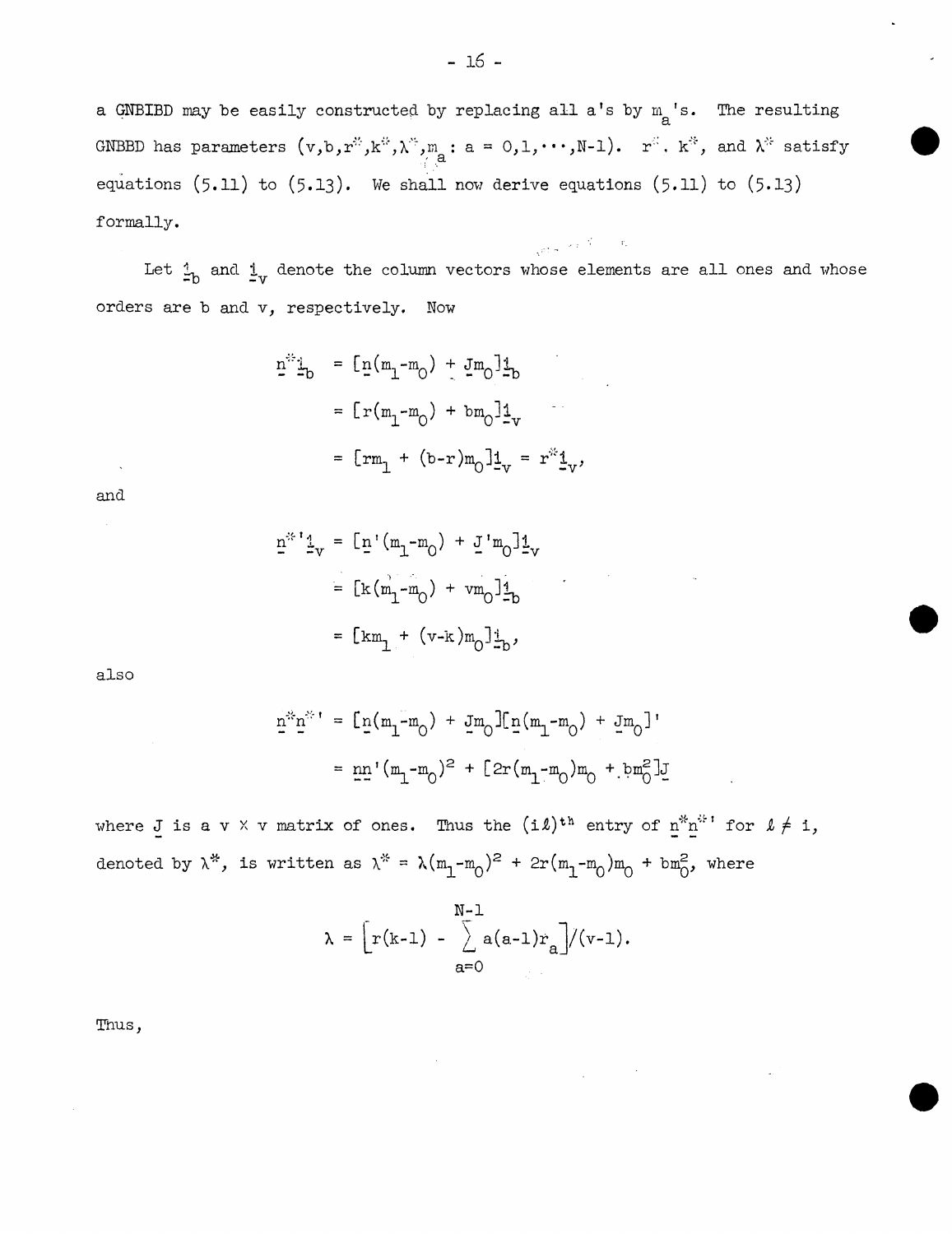a GNBIBD may be easily constructed by replacing all a's by $m_a$'s. The resulting GNBBD has parameters $(v,b,r^*,k^*,\lambda^*,m_a : a = 0,1,\cdots,N-1)$. $r^*$, $k^*$, and $\lambda^*$ satisfy equations (5.11) to (5.13). We shall now derive equations (5.11) to (5.13) formally.

Let $\underline{1}_b$ and $\underline{1}_v$ denote the column vectors whose elements are all ones and whose orders are b and v, respectively. Now

$$
\begin{aligned}
\underline{n}^*\underline{1}_b &= [\underline{n}(m_1-m_0) + \underline{J}m_0]\underline{1}_b \\
&= [r(m_1-m_0) + bm_0]\underline{1}_v \\
&= [rm_1 + (b-r)m_0]\underline{1}_v = r^*\underline{1}_v,
\end{aligned}
$$

and

$$
\begin{aligned}
\underline{n}^{*\prime}\underline{1}_v &= [\underline{n}'(m_1-m_0) + \underline{J}'m_0]\underline{1}_v \\
&= [k(m_1-m_0) + vm_0]\underline{1}_b \\
&= [km_1 + (v-k)m_0]\underline{1}_b,
\end{aligned}
$$

also

$$
\begin{aligned}
\underline{n}^*\underline{n}^{*\prime} &= [\underline{n}(m_1-m_0) + \underline{J}m_0][\underline{n}(m_1-m_0) + \underline{J}m_0]' \\
&= \underline{n}\underline{n}'(m_1-m_0)^2 + [2r(m_1-m_0)m_0 + bm_0^2]\underline{J}
\end{aligned}
$$

where $\underline{J}$ is a $v \times v$ matrix of ones. Thus the $(i\ell)^{th}$ entry of $\underline{n}^*\underline{n}^{*\prime}$ for $\ell \neq i$, denoted by $\lambda^*$, is written as $\lambda^* = \lambda(m_1-m_0)^2 + 2r(m_1-m_0)m_0 + bm_0^2$, where

$$
\lambda = \left[r(k-1) - \sum_{a=0}^{N-1} a(a-1)r_a\right]/(v-1).
$$

Thus,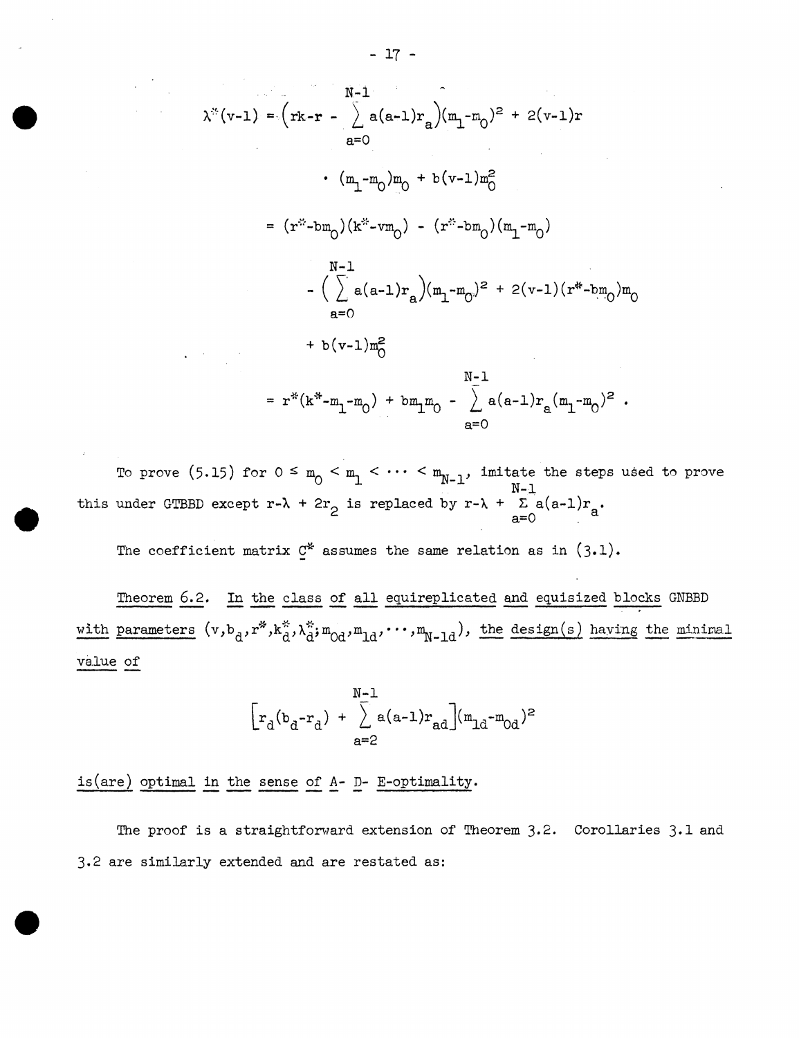$$\lambda^*(v-1) = \left(rk - r - \sum_{a=0}^{N-1} a(a-1)r_a\right)(m_1-m_0)^2 + 2(v-1)r$$

$$\cdot (m_1-m_0)m_0 + b(v-1)m_0^2$$

$$= (r^*-bm_0)(k^*-vm_0) - (r^*-bm_0)(m_1-m_0)$$

$$- \left(\sum_{a=0}^{N-1} a(a-1)r_a\right)(m_1-m_0)^2 + 2(v-1)(r^*-bm_0)m_0$$

$$+ b(v-1)m_0^2$$

$$= r^*(k^*-m_1-m_0) + bm_1m_0 - \sum_{a=0}^{N-1} a(a-1)r_a(m_1-m_0)^2 .$$

To prove (5.15) for $0 \le m_0 < m_1 < \cdots < m_{N-1}$, imitate the steps used to prove this under GTBBD except $r-\lambda + 2r_2$ is replaced by $r-\lambda + \sum_{a=0}^{N-1} a(a-1)r_a$.

The coefficient matrix $\underline{C}^*$ assumes the same relation as in (3.1).

Theorem 6.2. *In the class of all equireplicated and equisized blocks GNBBD with parameters $(v,b_d,r^*,k_d^*,\lambda_d^*;m_{0d},m_{1d},\cdots,m_{N-1d})$, the design(s) having the minimal value of*

$$\left[r_d(b_d-r_d) + \sum_{a=2}^{N-1} a(a-1)r_{ad}\right](m_{1d}-m_{0d})^2$$

*is(are) optimal in the sense of A- D- E-optimality.*

The proof is a straightforward extension of Theorem 3.2. Corollaries 3.1 and 3.2 are similarly extended and are restated as: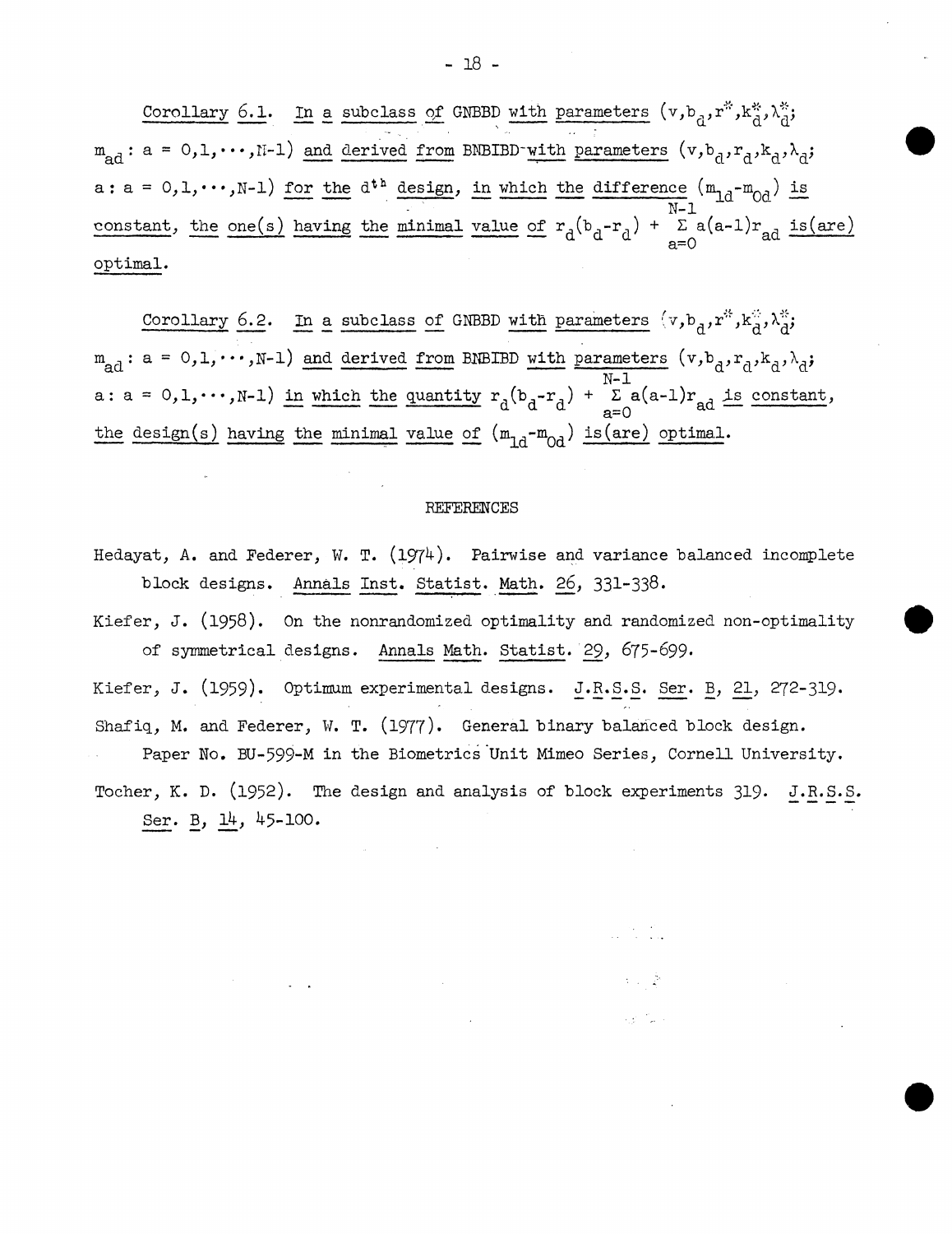*Corollary 6.1. In a subclass of GNBBD with parameters* $(v,b_d,r^*,k_d^*,\lambda_d^*;$ $m_{ad}: a = 0,1,\cdots,N-1)$ *and derived from BNBIBD with parameters* $(v,b_d,r_d,k_d,\lambda_d;$ $a: a = 0,1,\cdots,N-1)$ *for the* $d^{th}$ *design, in which the difference* $(m_{1d}-m_{0d})$ *is constant, the one(s) having the minimal value of* $r_d(b_d-r_d) + \sum_{a=0}^{N-1} a(a-1)r_{ad}$ *is(are) optimal.*

*Corollary 6.2. In a subclass of GNBBD with parameters* $(v,b_d,r^*,k_d^*,\lambda_d^*;$ $m_{ad}: a = 0,1,\cdots,N-1)$ *and derived from BNBIBD with parameters* $(v,b_d,r_d,k_d,\lambda_d;$ $a: a = 0,1,\cdots,N-1)$ *in which the quantity* $r_d(b_d-r_d) + \sum_{a=0}^{N-1} a(a-1)r_{ad}$ *is constant, the design(s) having the minimal value of* $(m_{1d}-m_{0d})$ *is(are) optimal.*

## REFERENCES

Hedayat, A. and Federer, W. T. (1974). Pairwise and variance balanced incomplete block designs. *Annals Inst. Statist. Math.* *26*, 331-338.

Kiefer, J. (1958). On the nonrandomized optimality and randomized non-optimality of symmetrical designs. *Annals Math. Statist.* *29*, 675-699.

Kiefer, J. (1959). Optimum experimental designs. *J.R.S.S. Ser. B*, *21*, 272-319.

Shafiq, M. and Federer, W. T. (1977). General binary balanced block design. Paper No. BU-599-M in the Biometrics Unit Mimeo Series, Cornell University.

Tocher, K. D. (1952). The design and analysis of block experiments 319. *J.R.S.S. Ser. B*, *14*, 45-100.